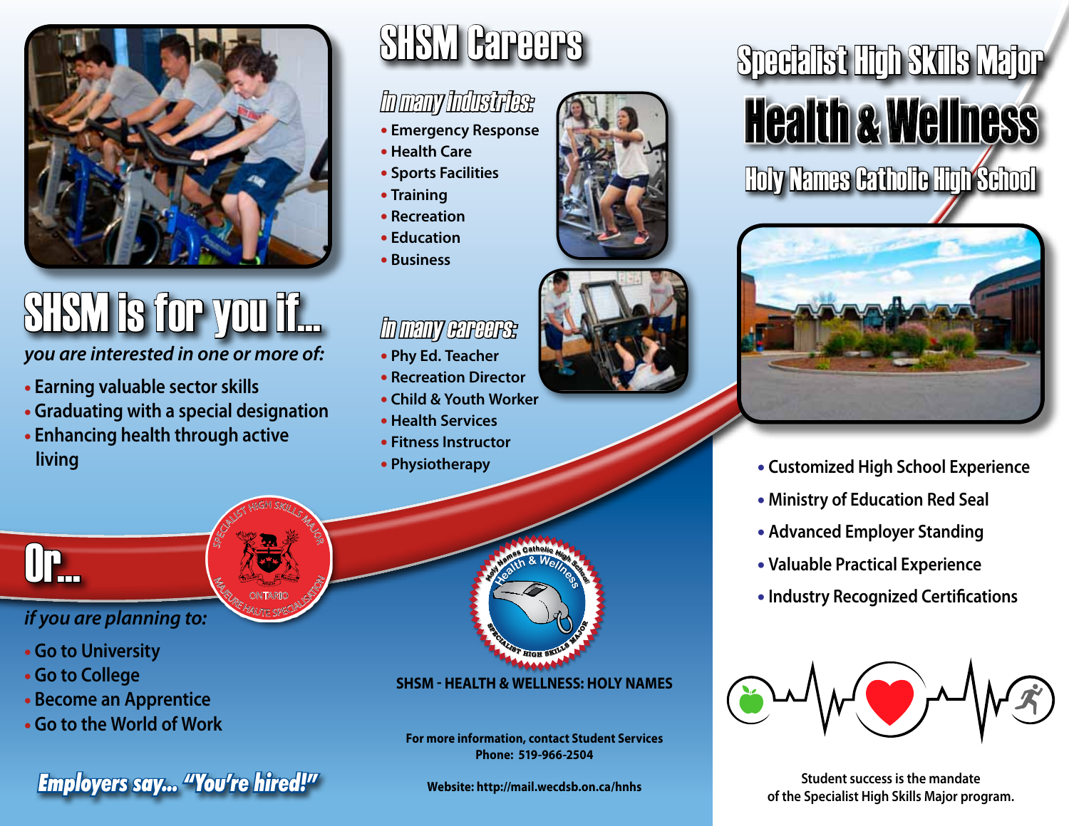# SHSM is for you if...

*you are interested in one or more of:*

- Earning valuable sector skills
- Graduating with a special designation
- Enhancing health through active living

# Or...

*if you are planning to:*

- Go to University
- Go to College
- Become an Apprentice
- Go to the World of Work

***Employers say... "You're hired!"***

# SHSM Careers

## *in many industries:*

- Emergency Response
- Health Care
- Sports Facilities
- Training
- Recreation
- Education
- Business

## *in many careers:*

- Phy Ed. Teacher
- Recreation Director
- Child & Youth Worker
- Health Services
- Fitness Instructor
- Physiotherapy

**SHSM - HEALTH & WELLNESS: HOLY NAMES**

**For more information, contact Student Services**
**Phone: 519-966-2504**

**Website: http://mail.wecdsb.on.ca/hnhs**

# Specialist High Skills Major

# Health & Wellness

## Holy Names Catholic High School

- Customized High School Experience
- Ministry of Education Red Seal
- Advanced Employer Standing
- Valuable Practical Experience
- Industry Recognized Certifications

Student success is the mandate of the Specialist High Skills Major program.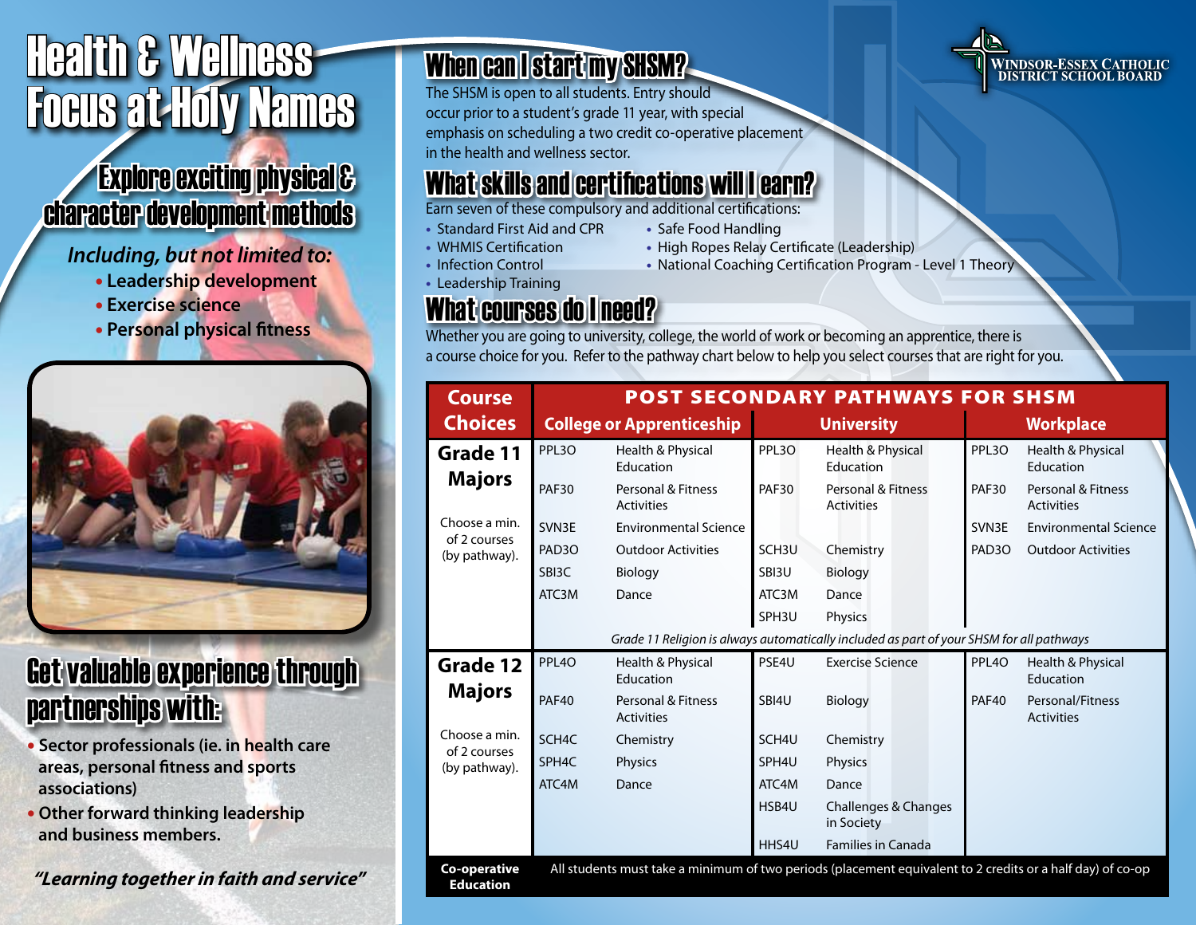# Health & Wellness Focus at Holy Names

## Explore exciting physical & character development methods

*Including, but not limited to:*

- **Leadership development**
- **Exercise science**
- **Personal physical fitness**

## Get valuable experience through partnerships with:

- **Sector professionals (ie. in health care areas, personal fitness and sports associations)**
- **Other forward thinking leadership and business members.**

***"Learning together in faith and service"***

WINDSOR-ESSEX CATHOLIC DISTRICT SCHOOL BOARD

## When can I start my SHSM?

The SHSM is open to all students. Entry should occur prior to a student's grade 11 year, with special emphasis on scheduling a two credit co-operative placement in the health and wellness sector.

## What skills and certifications will I earn?

Earn seven of these compulsory and additional certifications:

- Standard First Aid and CPR
- WHMIS Certification
- Infection Control
- Leadership Training
- Safe Food Handling
- High Ropes Relay Certificate (Leadership)
- National Coaching Certification Program - Level 1 Theory

## What courses do I need?

Whether you are going to university, college, the world of work or becoming an apprentice, there is a course choice for you. Refer to the pathway chart below to help you select courses that are right for you.

| Course Choices | POST SECONDARY PATHWAYS FOR SHSM | | | | | |
|---|---|---|---|---|---|---|
| | College or Apprenticeship | | University | | Workplace | |
| **Grade 11 Majors** | PPL3O | Health & Physical Education | PPL3O | Health & Physical Education | PPL3O | Health & Physical Education |
| | PAF3O | Personal & Fitness Activities | PAF3O | Personal & Fitness Activities | PAF3O | Personal & Fitness Activities |
| Choose a min. of 2 courses (by pathway). | SVN3E | Environmental Science | | | SVN3E | Environmental Science |
| | PAD3O | Outdoor Activities | SCH3U | Chemistry | PAD3O | Outdoor Activities |
| | SBI3C | Biology | SBI3U | Biology | | |
| | ATC3M | Dance | ATC3M | Dance | | |
| | | | SPH3U | Physics | | |
| | *Grade 11 Religion is always automatically included as part of your SHSM for all pathways* | | | | | |
| **Grade 12 Majors** | PPL4O | Health & Physical Education | PSE4U | Exercise Science | PPL4O | Health & Physical Education |
| | PAF4O | Personal & Fitness Activities | SBI4U | Biology | PAF4O | Personal/Fitness Activities |
| Choose a min. of 2 courses (by pathway). | SCH4C | Chemistry | SCH4U | Chemistry | | |
| | SPH4C | Physics | SPH4U | Physics | | |
| | ATC4M | Dance | ATC4M | Dance | | |
| | | | HSB4U | Challenges & Changes in Society | | |
| | | | HHS4U | Families in Canada | | |
| **Co-operative Education** | All students must take a minimum of two periods (placement equivalent to 2 credits or a half day) of co-op | | | | | |